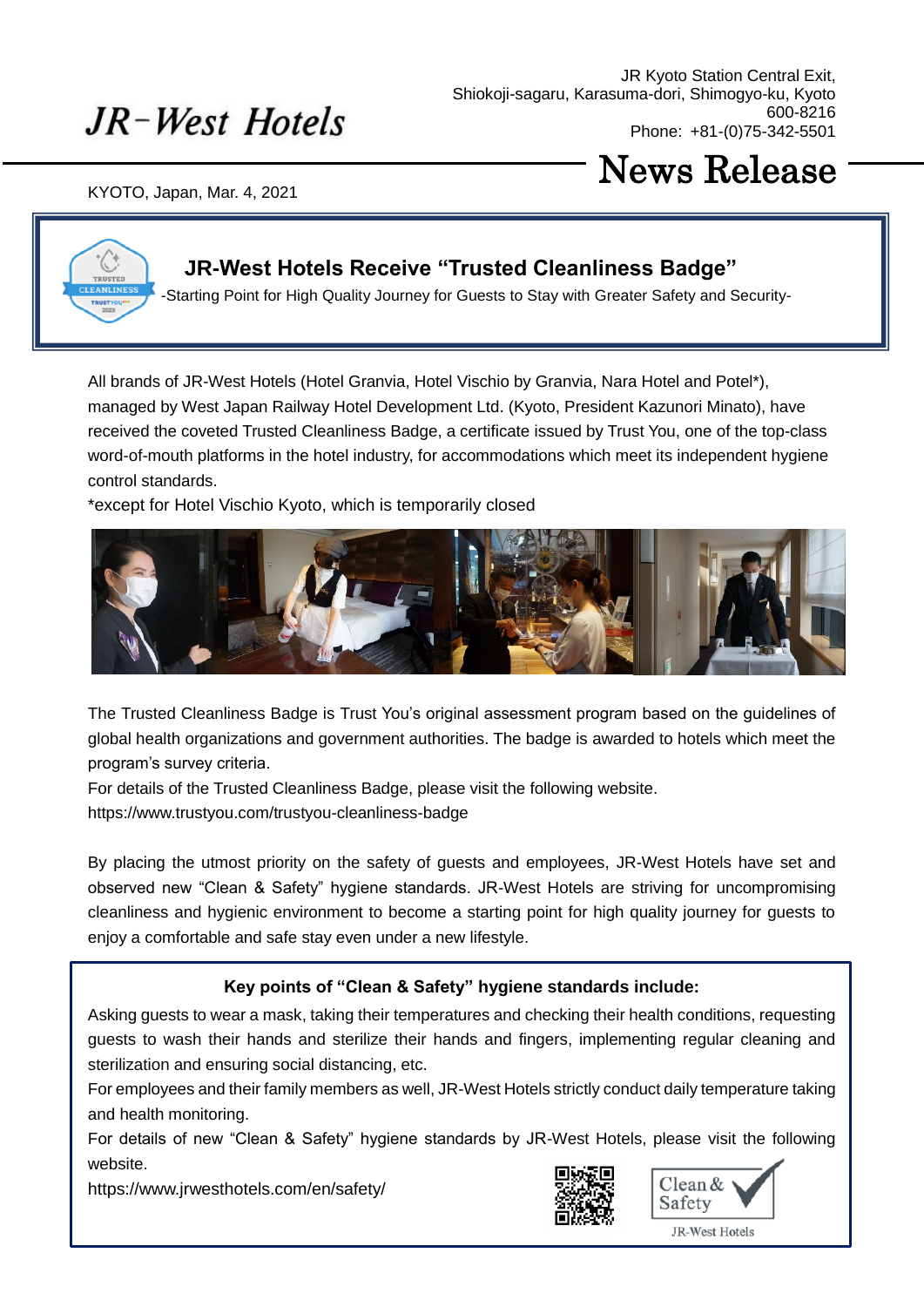JR-West Hotels

JR Kyoto Station Central Exit,
Shiokoji-sagaru, Karasuma-dori, Shimogyo-ku, Kyoto
600-8216
Phone: +81-(0)75-342-5501

# News Release

KYOTO, Japan, Mar. 4, 2021

## JR-West Hotels Receive “Trusted Cleanliness Badge”

-Starting Point for High Quality Journey for Guests to Stay with Greater Safety and Security-

All brands of JR-West Hotels (Hotel Granvia, Hotel Vischio by Granvia, Nara Hotel and Potel*), managed by West Japan Railway Hotel Development Ltd. (Kyoto, President Kazunori Minato), have received the coveted Trusted Cleanliness Badge, a certificate issued by Trust You, one of the top-class word-of-mouth platforms in the hotel industry, for accommodations which meet its independent hygiene control standards.

*except for Hotel Vischio Kyoto, which is temporarily closed

The Trusted Cleanliness Badge is Trust You’s original assessment program based on the guidelines of global health organizations and government authorities. The badge is awarded to hotels which meet the program’s survey criteria.

For details of the Trusted Cleanliness Badge, please visit the following website.

https://www.trustyou.com/trustyou-cleanliness-badge

By placing the utmost priority on the safety of guests and employees, JR-West Hotels have set and observed new “Clean & Safety” hygiene standards. JR-West Hotels are striving for uncompromising cleanliness and hygienic environment to become a starting point for high quality journey for guests to enjoy a comfortable and safe stay even under a new lifestyle.

**Key points of “Clean & Safety” hygiene standards include:**

Asking guests to wear a mask, taking their temperatures and checking their health conditions, requesting guests to wash their hands and sterilize their hands and fingers, implementing regular cleaning and sterilization and ensuring social distancing, etc.

For employees and their family members as well, JR-West Hotels strictly conduct daily temperature taking and health monitoring.

For details of new “Clean & Safety” hygiene standards by JR-West Hotels, please visit the following website.

https://www.jrwesthotels.com/en/safety/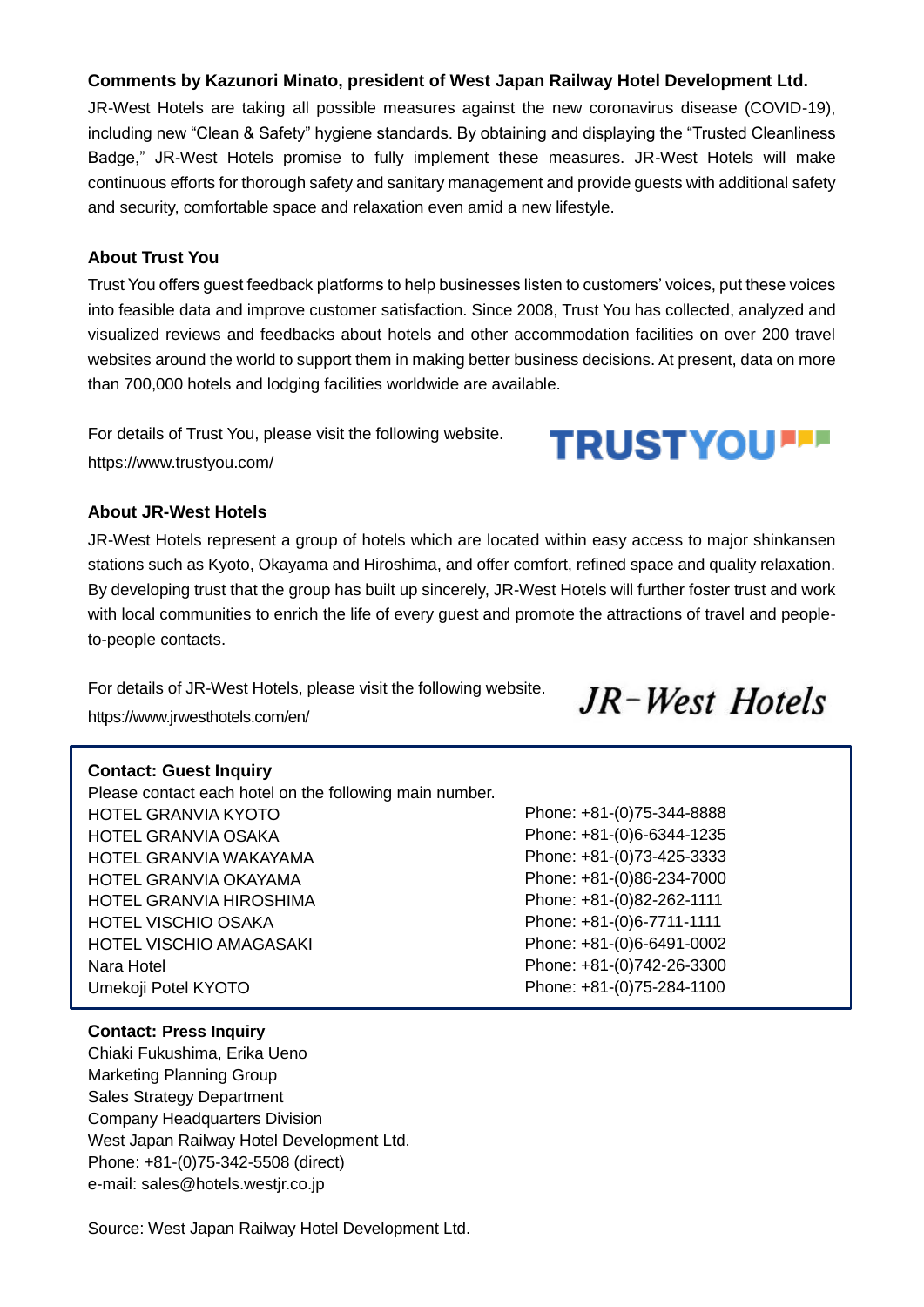**Comments by Kazunori Minato, president of West Japan Railway Hotel Development Ltd.**

JR-West Hotels are taking all possible measures against the new coronavirus disease (COVID-19), including new "Clean & Safety" hygiene standards. By obtaining and displaying the "Trusted Cleanliness Badge," JR-West Hotels promise to fully implement these measures. JR-West Hotels will make continuous efforts for thorough safety and sanitary management and provide guests with additional safety and security, comfortable space and relaxation even amid a new lifestyle.

**About Trust You**

Trust You offers guest feedback platforms to help businesses listen to customers' voices, put these voices into feasible data and improve customer satisfaction. Since 2008, Trust You has collected, analyzed and visualized reviews and feedbacks about hotels and other accommodation facilities on over 200 travel websites around the world to support them in making better business decisions. At present, data on more than 700,000 hotels and lodging facilities worldwide are available.

For details of Trust You, please visit the following website.
https://www.trustyou.com/

TRUSTYOU

**About JR-West Hotels**

JR-West Hotels represent a group of hotels which are located within easy access to major shinkansen stations such as Kyoto, Okayama and Hiroshima, and offer comfort, refined space and quality relaxation. By developing trust that the group has built up sincerely, JR-West Hotels will further foster trust and work with local communities to enrich the life of every guest and promote the attractions of travel and people-to-people contacts.

For details of JR-West Hotels, please visit the following website.
https://www.jrwesthotels.com/en/

JR-West Hotels

**Contact: Guest Inquiry**

Please contact each hotel on the following main number.

| | |
|---|---|
| HOTEL GRANVIA KYOTO | Phone: +81-(0)75-344-8888 |
| HOTEL GRANVIA OSAKA | Phone: +81-(0)6-6344-1235 |
| HOTEL GRANVIA WAKAYAMA | Phone: +81-(0)73-425-3333 |
| HOTEL GRANVIA OKAYAMA | Phone: +81-(0)86-234-7000 |
| HOTEL GRANVIA HIROSHIMA | Phone: +81-(0)82-262-1111 |
| HOTEL VISCHIO OSAKA | Phone: +81-(0)6-7711-1111 |
| HOTEL VISCHIO AMAGASAKI | Phone: +81-(0)6-6491-0002 |
| Nara Hotel | Phone: +81-(0)742-26-3300 |
| Umekoji Potel KYOTO | Phone: +81-(0)75-284-1100 |

**Contact: Press Inquiry**

Chiaki Fukushima, Erika Ueno
Marketing Planning Group
Sales Strategy Department
Company Headquarters Division
West Japan Railway Hotel Development Ltd.
Phone: +81-(0)75-342-5508 (direct)
e-mail: sales@hotels.westjr.co.jp

Source: West Japan Railway Hotel Development Ltd.